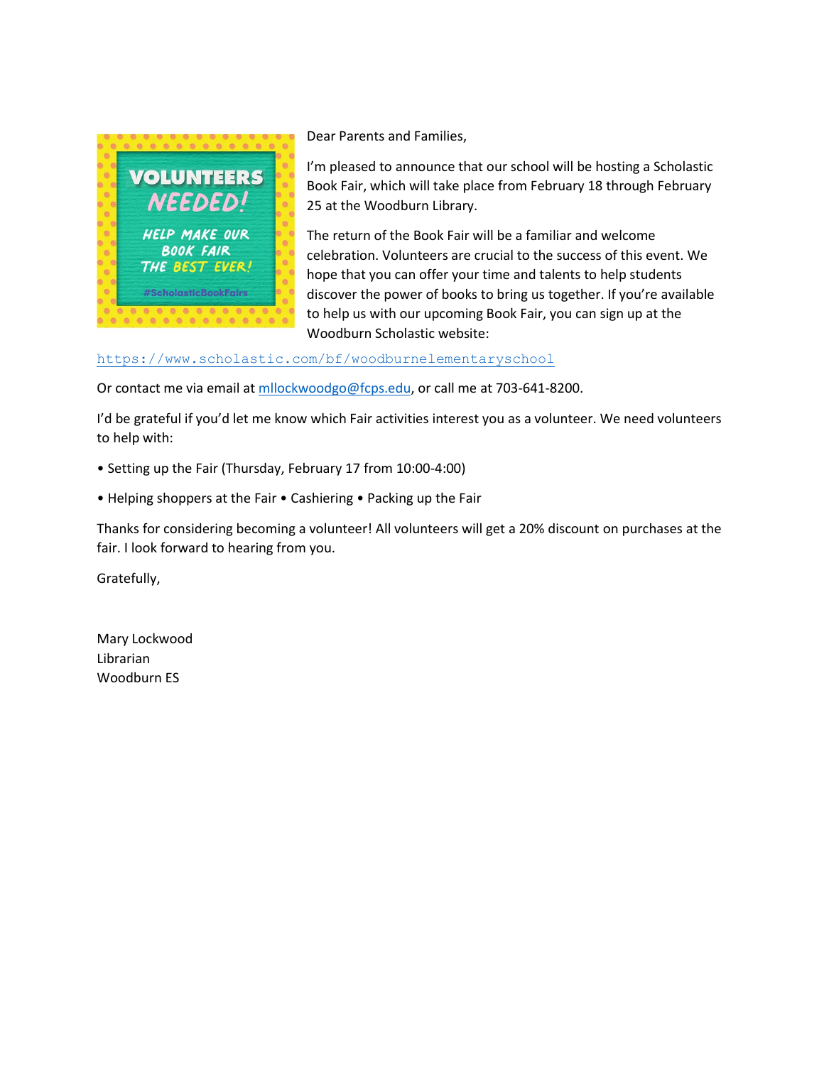VOLUNTEERS NEEDED!

HELP MAKE OUR BOOK FAIR THE BEST EVER!

#ScholasticBookFairs

Dear Parents and Families,

I'm pleased to announce that our school will be hosting a Scholastic Book Fair, which will take place from February 18 through February 25 at the Woodburn Library.

The return of the Book Fair will be a familiar and welcome celebration. Volunteers are crucial to the success of this event. We hope that you can offer your time and talents to help students discover the power of books to bring us together. If you're available to help us with our upcoming Book Fair, you can sign up at the Woodburn Scholastic website:

https://www.scholastic.com/bf/woodburnelementaryschool

Or contact me via email at mllockwoodgo@fcps.edu, or call me at 703-641-8200.

I'd be grateful if you'd let me know which Fair activities interest you as a volunteer. We need volunteers to help with:

• Setting up the Fair (Thursday, February 17 from 10:00-4:00)

• Helping shoppers at the Fair • Cashiering • Packing up the Fair

Thanks for considering becoming a volunteer! All volunteers will get a 20% discount on purchases at the fair. I look forward to hearing from you.

Gratefully,

Mary Lockwood
Librarian
Woodburn ES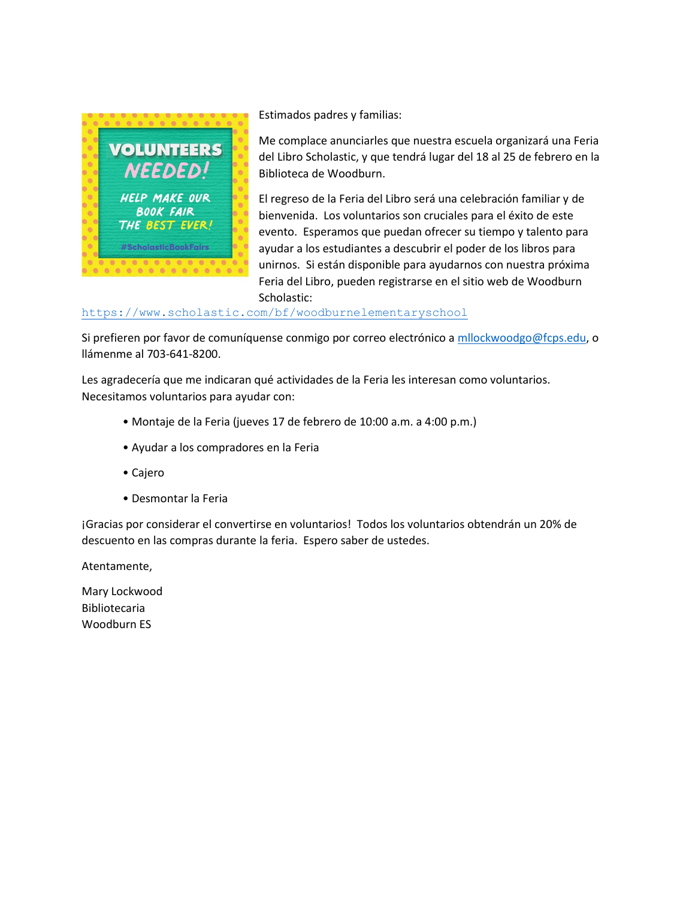Estimados padres y familias:

Me complace anunciarles que nuestra escuela organizará una Feria del Libro Scholastic, y que tendrá lugar del 18 al 25 de febrero en la Biblioteca de Woodburn.

El regreso de la Feria del Libro será una celebración familiar y de bienvenida. Los voluntarios son cruciales para el éxito de este evento. Esperamos que puedan ofrecer su tiempo y talento para ayudar a los estudiantes a descubrir el poder de los libros para unirnos. Si están disponible para ayudarnos con nuestra próxima Feria del Libro, pueden registrarse en el sitio web de Woodburn Scholastic: https://www.scholastic.com/bf/woodburnelementaryschool

Si prefieren por favor de comuníquense conmigo por correo electrónico a mllockwoodgo@fcps.edu, o llámenme al 703-641-8200.

Les agradecería que me indicaran qué actividades de la Feria les interesan como voluntarios. Necesitamos voluntarios para ayudar con:

- Montaje de la Feria (jueves 17 de febrero de 10:00 a.m. a 4:00 p.m.)
- Ayudar a los compradores en la Feria
- Cajero
- Desmontar la Feria

¡Gracias por considerar el convertirse en voluntarios! Todos los voluntarios obtendrán un 20% de descuento en las compras durante la feria. Espero saber de ustedes.

Atentamente,

Mary Lockwood
Bibliotecaria
Woodburn ES